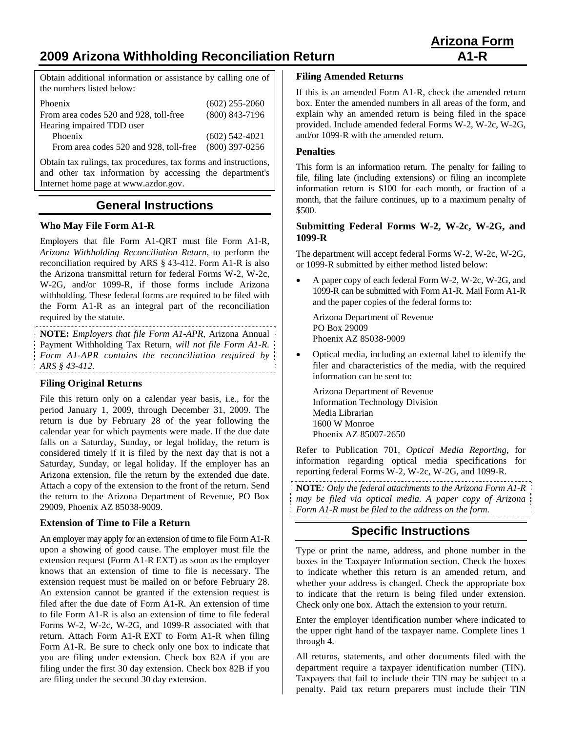# 2009 Arizona Withholding Reconciliation Return

**Arizona Form A1-R**

Obtain additional information or assistance by calling one of the numbers listed below:

| | |
|---|---|
| Phoenix | (602) 255-2060 |
| From area codes 520 and 928, toll-free | (800) 843-7196 |
| Hearing impaired TDD user | |
| Phoenix | (602) 542-4021 |
| From area codes 520 and 928, toll-free | (800) 397-0256 |

Obtain tax rulings, tax procedures, tax forms and instructions, and other tax information by accessing the department's Internet home page at www.azdor.gov.

## General Instructions

### Who May File Form A1-R

Employers that file Form A1-QRT must file Form A1-R, *Arizona Withholding Reconciliation Return,* to perform the reconciliation required by ARS § 43-412. Form A1-R is also the Arizona transmittal return for federal Forms W-2, W-2c, W-2G, and/or 1099-R, if those forms include Arizona withholding. These federal forms are required to be filed with the Form A1-R as an integral part of the reconciliation required by the statute.

**NOTE:** *Employers that file Form A1-APR,* Arizona Annual Payment Withholding Tax Return, *will not file Form A1-R. Form A1-APR contains the reconciliation required by ARS § 43-412.*

### Filing Original Returns

File this return only on a calendar year basis, i.e., for the period January 1, 2009, through December 31, 2009. The return is due by February 28 of the year following the calendar year for which payments were made. If the due date falls on a Saturday, Sunday, or legal holiday, the return is considered timely if it is filed by the next day that is not a Saturday, Sunday, or legal holiday. If the employer has an Arizona extension, file the return by the extended due date. Attach a copy of the extension to the front of the return. Send the return to the Arizona Department of Revenue, PO Box 29009, Phoenix AZ 85038-9009.

### Extension of Time to File a Return

An employer may apply for an extension of time to file Form A1-R upon a showing of good cause. The employer must file the extension request (Form A1-R EXT) as soon as the employer knows that an extension of time to file is necessary. The extension request must be mailed on or before February 28. An extension cannot be granted if the extension request is filed after the due date of Form A1-R. An extension of time to file Form A1-R is also an extension of time to file federal Forms W-2, W-2c, W-2G, and 1099-R associated with that return. Attach Form A1-R EXT to Form A1-R when filing Form A1-R. Be sure to check only one box to indicate that you are filing under extension. Check box 82A if you are filing under the first 30 day extension. Check box 82B if you are filing under the second 30 day extension.

### Filing Amended Returns

If this is an amended Form A1-R, check the amended return box. Enter the amended numbers in all areas of the form, and explain why an amended return is being filed in the space provided. Include amended federal Forms W-2, W-2c, W-2G, and/or 1099-R with the amended return.

### Penalties

This form is an information return. The penalty for failing to file, filing late (including extensions) or filing an incomplete information return is $100 for each month, or fraction of a month, that the failure continues, up to a maximum penalty of $500.

### Submitting Federal Forms W-2, W-2c, W-2G, and 1099-R

The department will accept federal Forms W-2, W-2c, W-2G, or 1099-R submitted by either method listed below:

- A paper copy of each federal Form W-2, W-2c, W-2G, and 1099-R can be submitted with Form A1-R. Mail Form A1-R and the paper copies of the federal forms to:

  Arizona Department of Revenue
  PO Box 29009
  Phoenix AZ 85038-9009

- Optical media, including an external label to identify the filer and characteristics of the media, with the required information can be sent to:

  Arizona Department of Revenue
  Information Technology Division
  Media Librarian
  1600 W Monroe
  Phoenix AZ 85007-2650

Refer to Publication 701, *Optical Media Reporting*, for information regarding optical media specifications for reporting federal Forms W-2, W-2c, W-2G, and 1099-R.

**NOTE***: Only the federal attachments to the Arizona Form A1-R may be filed via optical media. A paper copy of Arizona Form A1-R must be filed to the address on the form.*

## Specific Instructions

Type or print the name, address, and phone number in the boxes in the Taxpayer Information section. Check the boxes to indicate whether this return is an amended return, and whether your address is changed. Check the appropriate box to indicate that the return is being filed under extension. Check only one box. Attach the extension to your return.

Enter the employer identification number where indicated to the upper right hand of the taxpayer name. Complete lines 1 through 4.

All returns, statements, and other documents filed with the department require a taxpayer identification number (TIN). Taxpayers that fail to include their TIN may be subject to a penalty. Paid tax return preparers must include their TIN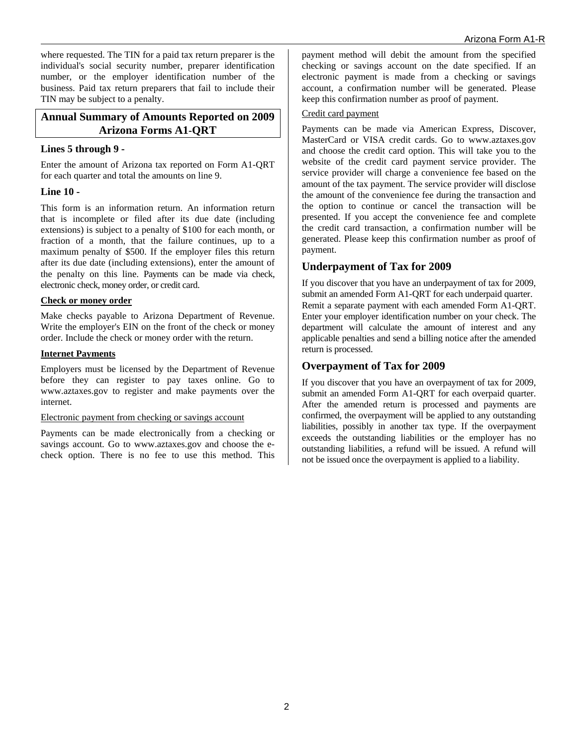where requested. The TIN for a paid tax return preparer is the individual's social security number, preparer identification number, or the employer identification number of the business. Paid tax return preparers that fail to include their TIN may be subject to a penalty.

## Annual Summary of Amounts Reported on 2009 Arizona Forms A1-QRT

### Lines 5 through 9 -

Enter the amount of Arizona tax reported on Form A1-QRT for each quarter and total the amounts on line 9.

### Line 10 -

This form is an information return. An information return that is incomplete or filed after its due date (including extensions) is subject to a penalty of $100 for each month, or fraction of a month, that the failure continues, up to a maximum penalty of $500. If the employer files this return after its due date (including extensions), enter the amount of the penalty on this line. Payments can be made via check, electronic check, money order, or credit card.

**Check or money order**

Make checks payable to Arizona Department of Revenue. Write the employer's EIN on the front of the check or money order. Include the check or money order with the return.

**Internet Payments**

Employers must be licensed by the Department of Revenue before they can register to pay taxes online. Go to www.aztaxes.gov to register and make payments over the internet.

Electronic payment from checking or savings account

Payments can be made electronically from a checking or savings account. Go to www.aztaxes.gov and choose the e-check option. There is no fee to use this method. This payment method will debit the amount from the specified checking or savings account on the date specified. If an electronic payment is made from a checking or savings account, a confirmation number will be generated. Please keep this confirmation number as proof of payment.

Credit card payment

Payments can be made via American Express, Discover, MasterCard or VISA credit cards. Go to www.aztaxes.gov and choose the credit card option. This will take you to the website of the credit card payment service provider. The service provider will charge a convenience fee based on the amount of the tax payment. The service provider will disclose the amount of the convenience fee during the transaction and the option to continue or cancel the transaction will be presented. If you accept the convenience fee and complete the credit card transaction, a confirmation number will be generated. Please keep this confirmation number as proof of payment.

## Underpayment of Tax for 2009

If you discover that you have an underpayment of tax for 2009, submit an amended Form A1-QRT for each underpaid quarter. Remit a separate payment with each amended Form A1-QRT. Enter your employer identification number on your check. The department will calculate the amount of interest and any applicable penalties and send a billing notice after the amended return is processed.

## Overpayment of Tax for 2009

If you discover that you have an overpayment of tax for 2009, submit an amended Form A1-QRT for each overpaid quarter. After the amended return is processed and payments are confirmed, the overpayment will be applied to any outstanding liabilities, possibly in another tax type. If the overpayment exceeds the outstanding liabilities or the employer has no outstanding liabilities, a refund will be issued. A refund will not be issued once the overpayment is applied to a liability.